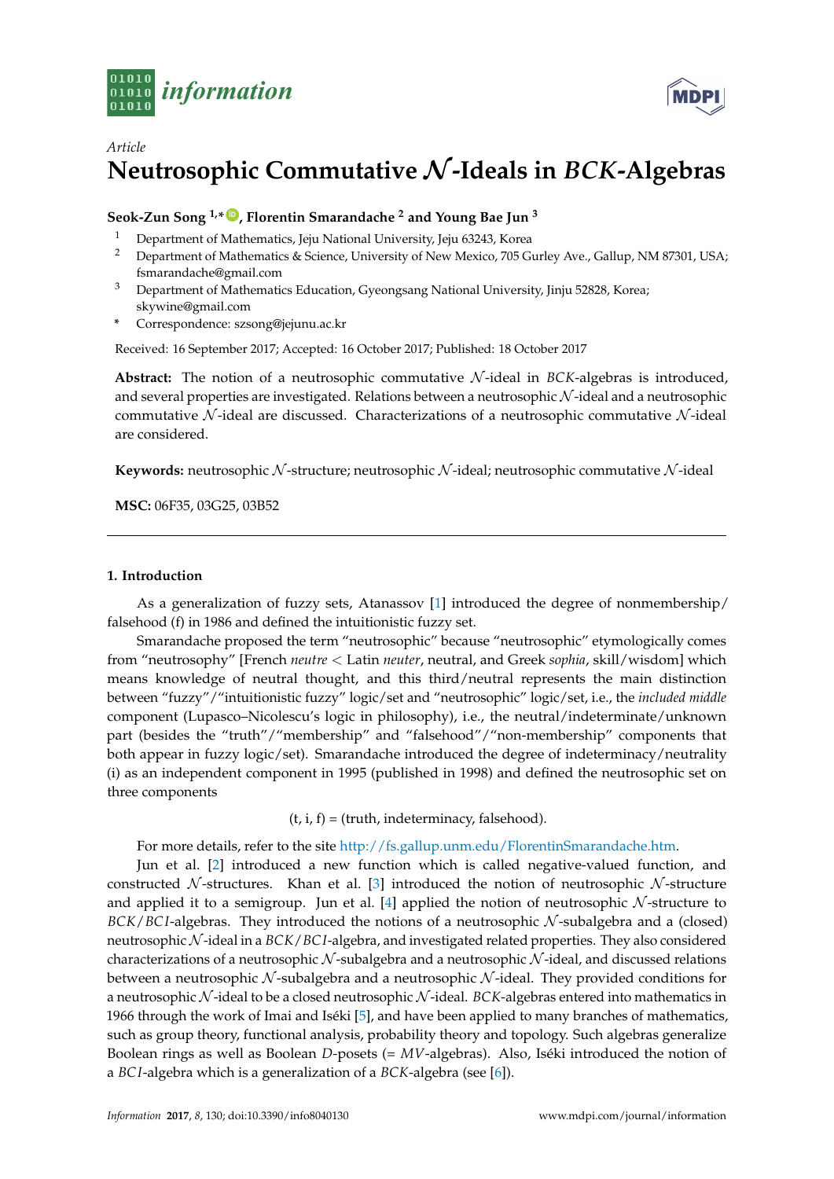*Article*

# Neutrosophic Commutative $\mathcal{N}$-Ideals in *BCK*-Algebras

**Seok-Zun Song [1,*], Florentin Smarandache [2] and Young Bae Jun [3]**

1 Department of Mathematics, Jeju National University, Jeju 63243, Korea
2 Department of Mathematics & Science, University of New Mexico, 705 Gurley Ave., Gallup, NM 87301, USA; fsmarandache@gmail.com
3 Department of Mathematics Education, Gyeongsang National University, Jinju 52828, Korea; skywine@gmail.com
\* Correspondence: szsong@jejunu.ac.kr

Received: 16 September 2017; Accepted: 16 October 2017; Published: 18 October 2017

**Abstract:** The notion of a neutrosophic commutative $\mathcal{N}$-ideal in *BCK*-algebras is introduced, and several properties are investigated. Relations between a neutrosophic $\mathcal{N}$-ideal and a neutrosophic commutative $\mathcal{N}$-ideal are discussed. Characterizations of a neutrosophic commutative $\mathcal{N}$-ideal are considered.

**Keywords:** neutrosophic $\mathcal{N}$-structure; neutrosophic $\mathcal{N}$-ideal; neutrosophic commutative $\mathcal{N}$-ideal

**MSC:** 06F35, 03G25, 03B52

## 1. Introduction

As a generalization of fuzzy sets, Atanassov [1] introduced the degree of nonmembership/falsehood (f) in 1986 and defined the intuitionistic fuzzy set.

Smarandache proposed the term "neutrosophic" because "neutrosophic" etymologically comes from "neutrosophy" [French *neutre* < Latin *neuter*, neutral, and Greek *sophia*, skill/wisdom] which means knowledge of neutral thought, and this third/neutral represents the main distinction between "fuzzy"/"intuitionistic fuzzy" logic/set and "neutrosophic" logic/set, i.e., the *included middle* component (Lupasco–Nicolescu's logic in philosophy), i.e., the neutral/indeterminate/unknown part (besides the "truth"/"membership" and "falsehood"/"non-membership" components that both appear in fuzzy logic/set). Smarandache introduced the degree of indeterminacy/neutrality (i) as an independent component in 1995 (published in 1998) and defined the neutrosophic set on three components

$$(\text{t, i, f}) = (\text{truth, indeterminacy, falsehood}).$$

For more details, refer to the site http://fs.gallup.unm.edu/FlorentinSmarandache.htm.

Jun et al. [2] introduced a new function which is called negative-valued function, and constructed $\mathcal{N}$-structures. Khan et al. [3] introduced the notion of neutrosophic $\mathcal{N}$-structure and applied it to a semigroup. Jun et al. [4] applied the notion of neutrosophic $\mathcal{N}$-structure to *BCK*/*BCI*-algebras. They introduced the notions of a neutrosophic $\mathcal{N}$-subalgebra and a (closed) neutrosophic $\mathcal{N}$-ideal in a *BCK*/*BCI*-algebra, and investigated related properties. They also considered characterizations of a neutrosophic $\mathcal{N}$-subalgebra and a neutrosophic $\mathcal{N}$-ideal, and discussed relations between a neutrosophic $\mathcal{N}$-subalgebra and a neutrosophic $\mathcal{N}$-ideal. They provided conditions for a neutrosophic $\mathcal{N}$-ideal to be a closed neutrosophic $\mathcal{N}$-ideal. *BCK*-algebras entered into mathematics in 1966 through the work of Imai and Iséki [5], and have been applied to many branches of mathematics, such as group theory, functional analysis, probability theory and topology. Such algebras generalize Boolean rings as well as Boolean *D*-posets (= *MV*-algebras). Also, Iséki introduced the notion of a *BCI*-algebra which is a generalization of a *BCK*-algebra (see [6]).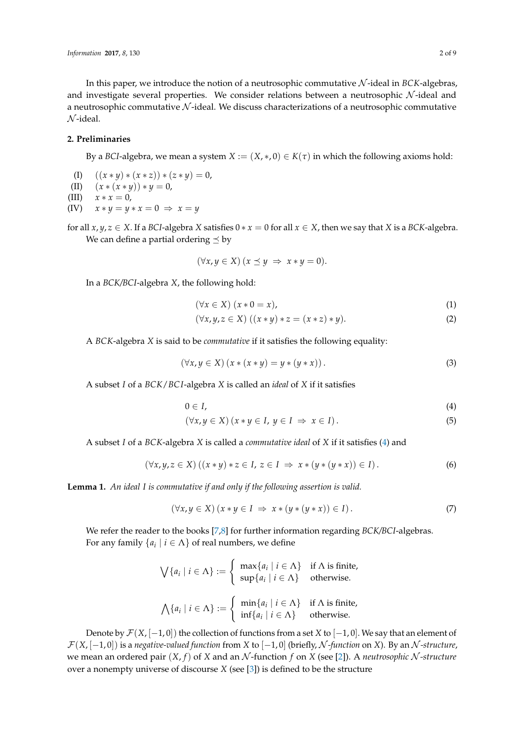In this paper, we introduce the notion of a neutrosophic commutative $\mathcal{N}$-ideal in *BCK*-algebras, and investigate several properties. We consider relations between a neutrosophic $\mathcal{N}$-ideal and a neutrosophic commutative $\mathcal{N}$-ideal. We discuss characterizations of a neutrosophic commutative $\mathcal{N}$-ideal.

## 2. Preliminaries

By a *BCI*-algebra, we mean a system $X := (X, *, 0) \in K(\tau)$ in which the following axioms hold:

(I) $((x * y) * (x * z)) * (z * y) = 0$,
(II) $(x * (x * y)) * y = 0$,
(III) $x * x = 0$,
(IV) $x * y = y * x = 0 \Rightarrow x = y$

for all $x, y, z \in X$. If a *BCI*-algebra $X$ satisfies $0 * x = 0$ for all $x \in X$, then we say that $X$ is a *BCK*-algebra. We can define a partial ordering $\preceq$ by

$$(\forall x, y \in X)\,(x \preceq y \;\Rightarrow\; x * y = 0).$$

In a *BCK/BCI*-algebra $X$, the following hold:

$$(\forall x \in X)\,(x * 0 = x), \tag{1}$$

$$(\forall x, y, z \in X)\,((x * y) * z = (x * z) * y). \tag{2}$$

A *BCK*-algebra $X$ is said to be *commutative* if it satisfies the following equality:

$$(\forall x, y \in X)\,(x * (x * y) = y * (y * x)). \tag{3}$$

A subset $I$ of a $BCK/BCI$-algebra $X$ is called an *ideal* of $X$ if it satisfies

$$0 \in I, \tag{4}$$

$$(\forall x, y \in X)\,(x * y \in I,\; y \in I \;\Rightarrow\; x \in I). \tag{5}$$

A subset $I$ of a *BCK*-algebra $X$ is called a *commutative ideal* of $X$ if it satisfies (4) and

$$(\forall x, y, z \in X)\,((x * y) * z \in I,\; z \in I \;\Rightarrow\; x * (y * (y * x)) \in I). \tag{6}$$

**Lemma 1.** *An ideal $I$ is commutative if and only if the following assertion is valid.*

$$(\forall x, y \in X)\,(x * y \in I \;\Rightarrow\; x * (y * (y * x)) \in I). \tag{7}$$

We refer the reader to the books [7,8] for further information regarding *BCK/BCI*-algebras.

For any family $\{a_i \mid i \in \Lambda\}$ of real numbers, we define

$$\bigvee\{a_i \mid i \in \Lambda\} := \begin{cases} \max\{a_i \mid i \in \Lambda\} & \text{if } \Lambda \text{ is finite,} \\ \sup\{a_i \mid i \in \Lambda\} & \text{otherwise.} \end{cases}$$

$$\bigwedge\{a_i \mid i \in \Lambda\} := \begin{cases} \min\{a_i \mid i \in \Lambda\} & \text{if } \Lambda \text{ is finite,} \\ \inf\{a_i \mid i \in \Lambda\} & \text{otherwise.} \end{cases}$$

Denote by $\mathcal{F}(X, [-1, 0])$ the collection of functions from a set $X$ to $[-1, 0]$. We say that an element of $\mathcal{F}(X, [-1, 0])$ is a *negative-valued function* from $X$ to $[-1, 0]$ (briefly, $\mathcal{N}$*-function* on $X$). By an $\mathcal{N}$*-structure*, we mean an ordered pair $(X, f)$ of $X$ and an $\mathcal{N}$-function $f$ on $X$ (see [2]). A *neutrosophic* $\mathcal{N}$*-structure* over a nonempty universe of discourse $X$ (see [3]) is defined to be the structure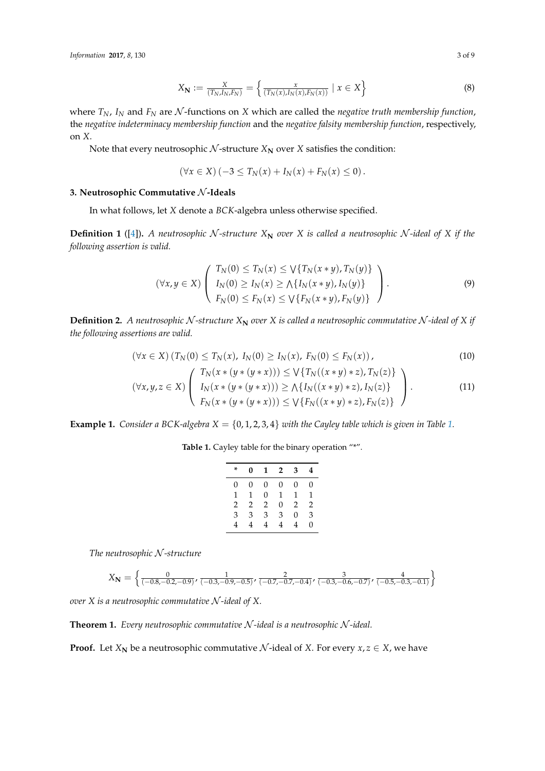$$X_{\mathbf{N}} := \frac{X}{(T_N, I_N, F_N)} = \left\{ \frac{x}{(T_N(x), I_N(x), F_N(x))} \mid x \in X \right\} \tag{8}$$

where $T_N$, $I_N$ and $F_N$ are $\mathcal{N}$-functions on $X$ which are called the *negative truth membership function*, the *negative indeterminacy membership function* and the *negative falsity membership function*, respectively, on $X$.

Note that every neutrosophic $\mathcal{N}$-structure $X_{\mathbf{N}}$ over $X$ satisfies the condition:

$$(\forall x \in X)\, (-3 \leq T_N(x) + I_N(x) + F_N(x) \leq 0)\,.$$

## 3. Neutrosophic Commutative $\mathcal{N}$-Ideals

In what follows, let $X$ denote a $BCK$-algebra unless otherwise specified.

**Definition 1** ([4]). *A neutrosophic $\mathcal{N}$-structure $X_{\mathbf{N}}$ over $X$ is called a neutrosophic $\mathcal{N}$-ideal of $X$ if the following assertion is valid.*

$$(\forall x, y \in X) \left( \begin{array}{l} T_N(0) \leq T_N(x) \leq \bigvee\{T_N(x * y), T_N(y)\} \\ I_N(0) \geq I_N(x) \geq \bigwedge\{I_N(x * y), I_N(y)\} \\ F_N(0) \leq F_N(x) \leq \bigvee\{F_N(x * y), F_N(y)\} \end{array} \right). \tag{9}$$

**Definition 2.** *A neutrosophic $\mathcal{N}$-structure $X_{\mathbf{N}}$ over $X$ is called a neutrosophic commutative $\mathcal{N}$-ideal of $X$ if the following assertions are valid.*

$$(\forall x \in X)\, (T_N(0) \leq T_N(x),\ I_N(0) \geq I_N(x),\ F_N(0) \leq F_N(x))\,, \tag{10}$$

$$(\forall x, y, z \in X) \left( \begin{array}{l} T_N(x * (y * (y * x))) \leq \bigvee\{T_N((x * y) * z), T_N(z)\} \\ I_N(x * (y * (y * x))) \geq \bigwedge\{I_N((x * y) * z), I_N(z)\} \\ F_N(x * (y * (y * x))) \leq \bigvee\{F_N((x * y) * z), F_N(z)\} \end{array} \right). \tag{11}$$

**Example 1.** *Consider a BCK-algebra $X = \{0, 1, 2, 3, 4\}$ with the Cayley table which is given in Table 1.*

**Table 1.** Cayley table for the binary operation "*".

| * | 0 | 1 | 2 | 3 | 4 |
|---|---|---|---|---|---|
| 0 | 0 | 0 | 0 | 0 | 0 |
| 1 | 1 | 0 | 1 | 1 | 1 |
| 2 | 2 | 2 | 0 | 2 | 2 |
| 3 | 3 | 3 | 3 | 0 | 3 |
| 4 | 4 | 4 | 4 | 4 | 0 |

*The neutrosophic $\mathcal{N}$-structure*

$$X_{\mathbf{N}} = \left\{ \frac{0}{(-0.8, -0.2, -0.9)}, \frac{1}{(-0.3, -0.9, -0.5)}, \frac{2}{(-0.7, -0.7, -0.4)}, \frac{3}{(-0.3, -0.6, -0.7)}, \frac{4}{(-0.5, -0.3, -0.1)} \right\}$$

*over $X$ is a neutrosophic commutative $\mathcal{N}$-ideal of $X$.*

**Theorem 1.** *Every neutrosophic commutative $\mathcal{N}$-ideal is a neutrosophic $\mathcal{N}$-ideal.*

**Proof.** Let $X_{\mathbf{N}}$ be a neutrosophic commutative $\mathcal{N}$-ideal of $X$. For every $x, z \in X$, we have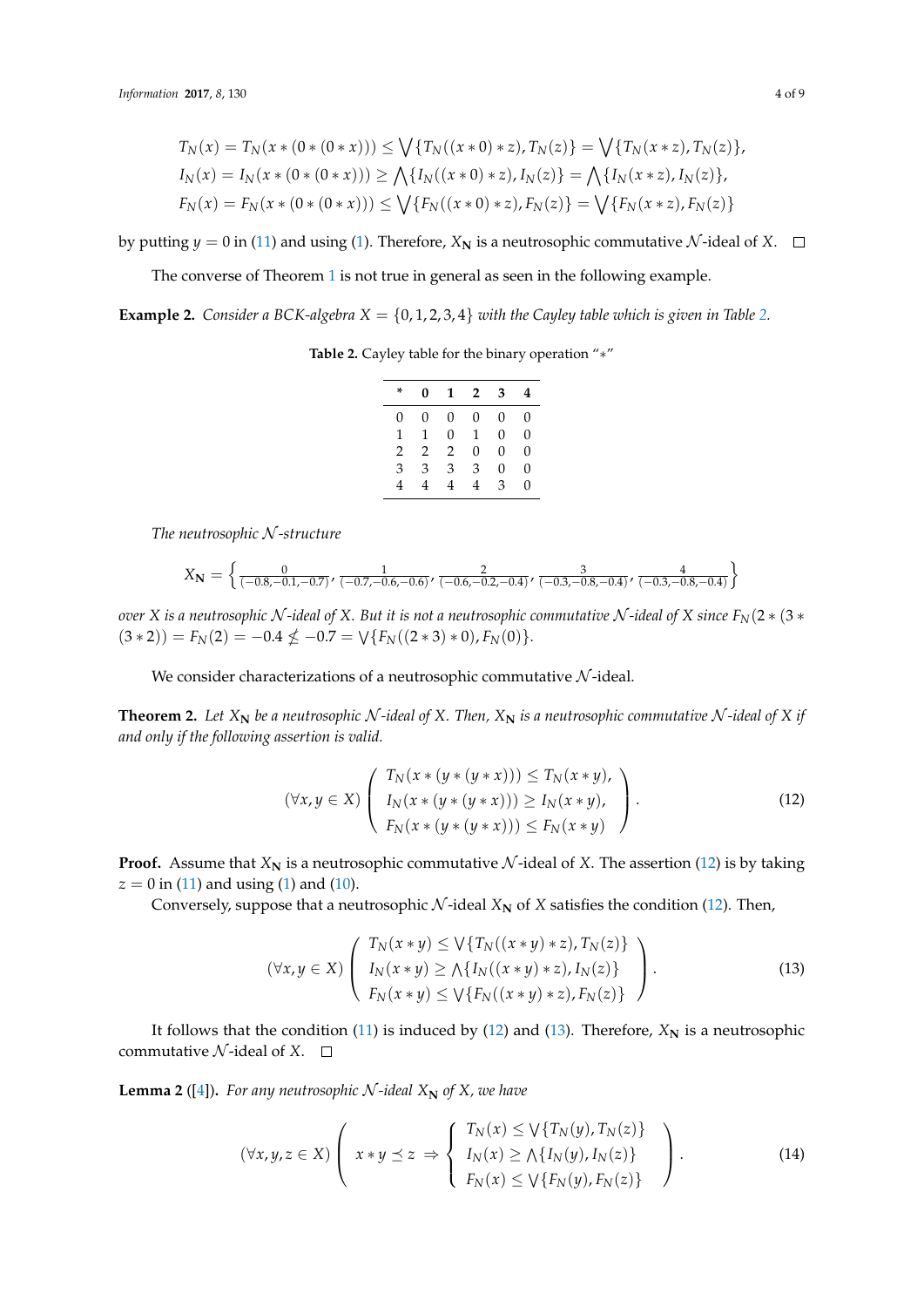$$
\begin{aligned}
T_N(x) &= T_N(x*(0*(0*x))) \leq \bigvee\{T_N((x*0)*z), T_N(z)\} = \bigvee\{T_N(x*z), T_N(z)\},\\
I_N(x) &= I_N(x*(0*(0*x))) \geq \bigwedge\{I_N((x*0)*z), I_N(z)\} = \bigwedge\{I_N(x*z), I_N(z)\},\\
F_N(x) &= F_N(x*(0*(0*x))) \leq \bigvee\{F_N((x*0)*z), F_N(z)\} = \bigvee\{F_N(x*z), F_N(z)\}
\end{aligned}
$$

by putting $y = 0$ in (11) and using (1). Therefore, $X_{\mathbf{N}}$ is a neutrosophic commutative $\mathcal{N}$-ideal of $X$. □

The converse of Theorem 1 is not true in general as seen in the following example.

**Example 2.** *Consider a BCK-algebra $X = \{0, 1, 2, 3, 4\}$ with the Cayley table which is given in Table 2.*

**Table 2.** Cayley table for the binary operation "$*$"

| * | 0 | 1 | 2 | 3 | 4 |
|---|---|---|---|---|---|
| 0 | 0 | 0 | 0 | 0 | 0 |
| 1 | 1 | 0 | 1 | 0 | 0 |
| 2 | 2 | 2 | 0 | 0 | 0 |
| 3 | 3 | 3 | 3 | 0 | 0 |
| 4 | 4 | 4 | 4 | 3 | 0 |

*The neutrosophic $\mathcal{N}$-structure*

$$
X_{\mathbf{N}} = \left\{ \frac{0}{(-0.8,-0.1,-0.7)}, \frac{1}{(-0.7,-0.6,-0.6)}, \frac{2}{(-0.6,-0.2,-0.4)}, \frac{3}{(-0.3,-0.8,-0.4)}, \frac{4}{(-0.3,-0.8,-0.4)} \right\}
$$

*over $X$ is a neutrosophic $\mathcal{N}$-ideal of $X$. But it is not a neutrosophic commutative $\mathcal{N}$-ideal of $X$ since $F_N(2*(3*(3*2)) = F_N(2) = -0.4 \not\leq -0.7 = \bigvee\{F_N((2*3)*0), F_N(0)\}$.*

We consider characterizations of a neutrosophic commutative $\mathcal{N}$-ideal.

**Theorem 2.** *Let $X_{\mathbf{N}}$ be a neutrosophic $\mathcal{N}$-ideal of $X$. Then, $X_{\mathbf{N}}$ is a neutrosophic commutative $\mathcal{N}$-ideal of $X$ if and only if the following assertion is valid.*

$$
(\forall x, y \in X) \left( \begin{array}{l} T_N(x*(y*(y*x))) \leq T_N(x*y), \\ I_N(x*(y*(y*x))) \geq I_N(x*y), \\ F_N(x*(y*(y*x))) \leq F_N(x*y) \end{array} \right). \tag{12}
$$

**Proof.** Assume that $X_{\mathbf{N}}$ is a neutrosophic commutative $\mathcal{N}$-ideal of $X$. The assertion (12) is by taking $z = 0$ in (11) and using (1) and (10).

Conversely, suppose that a neutrosophic $\mathcal{N}$-ideal $X_{\mathbf{N}}$ of $X$ satisfies the condition (12). Then,

$$
(\forall x, y \in X) \left( \begin{array}{l} T_N(x*y) \leq \bigvee\{T_N((x*y)*z), T_N(z)\} \\ I_N(x*y) \geq \bigwedge\{I_N((x*y)*z), I_N(z)\} \\ F_N(x*y) \leq \bigvee\{F_N((x*y)*z), F_N(z)\} \end{array} \right). \tag{13}
$$

It follows that the condition (11) is induced by (12) and (13). Therefore, $X_{\mathbf{N}}$ is a neutrosophic commutative $\mathcal{N}$-ideal of $X$. □

**Lemma 2** ([4]). *For any neutrosophic $\mathcal{N}$-ideal $X_{\mathbf{N}}$ of $X$, we have*

$$
(\forall x, y, z \in X) \left( x*y \preceq z \;\Rightarrow \left\{ \begin{array}{l} T_N(x) \leq \bigvee\{T_N(y), T_N(z)\} \\ I_N(x) \geq \bigwedge\{I_N(y), I_N(z)\} \\ F_N(x) \leq \bigvee\{F_N(y), F_N(z)\} \end{array} \right. \right). \tag{14}
$$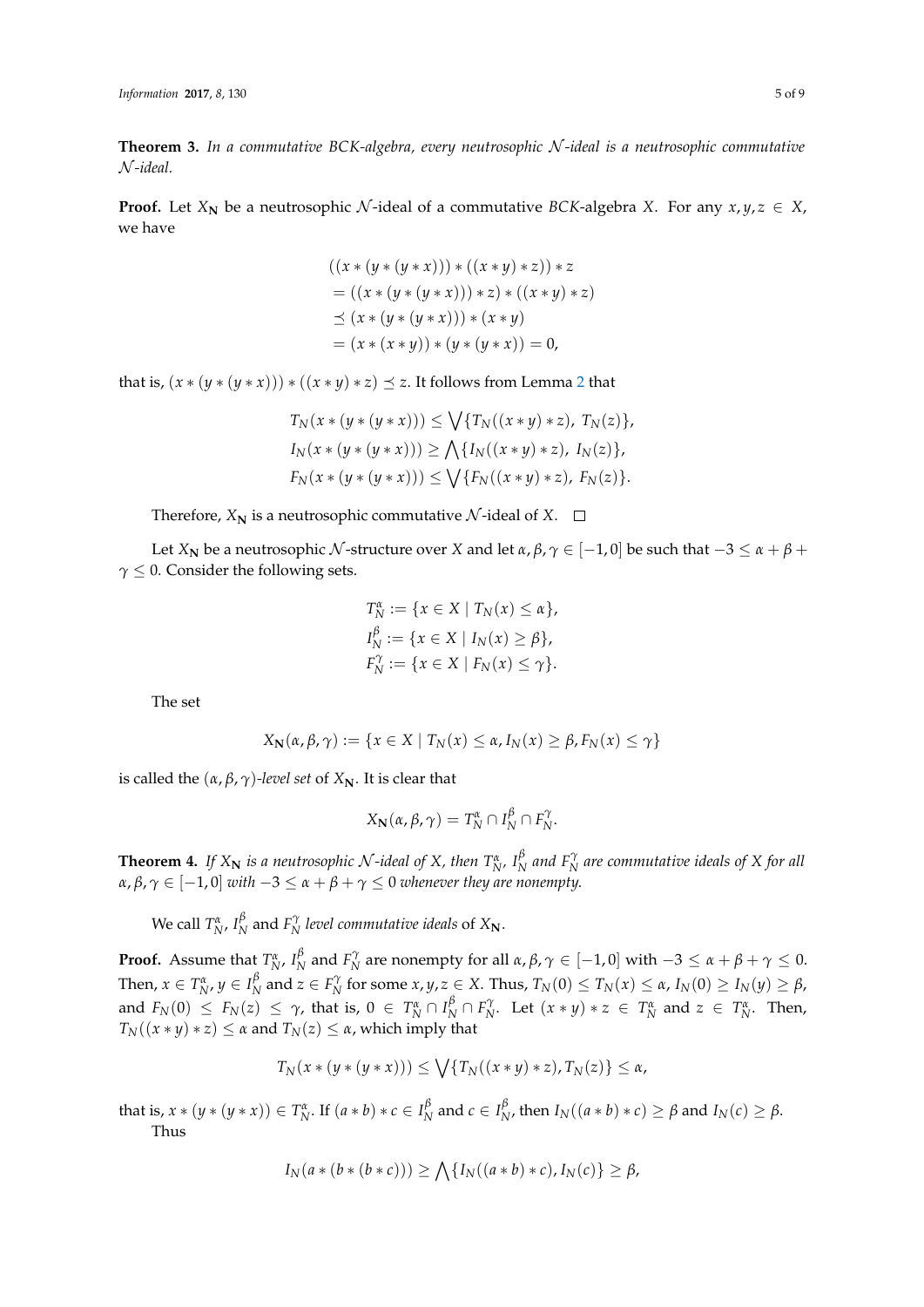**Theorem 3.** *In a commutative BCK-algebra, every neutrosophic $\mathcal{N}$-ideal is a neutrosophic commutative $\mathcal{N}$-ideal.*

**Proof.** Let $X_{\mathbf{N}}$ be a neutrosophic $\mathcal{N}$-ideal of a commutative *BCK*-algebra $X$. For any $x, y, z \in X$, we have

$$
\begin{aligned}
&((x * (y * (y * x))) * ((x * y) * z)) * z \\
&= ((x * (y * (y * x))) * z) * ((x * y) * z) \\
&\preceq (x * (y * (y * x))) * (x * y) \\
&= (x * (x * y)) * (y * (y * x)) = 0,
\end{aligned}
$$

that is, $(x * (y * (y * x))) * ((x * y) * z) \preceq z$. It follows from Lemma 2 that

$$
\begin{aligned}
T_N(x * (y * (y * x))) &\leq \bigvee\{T_N((x * y) * z),\ T_N(z)\}, \\
I_N(x * (y * (y * x))) &\geq \bigwedge\{I_N((x * y) * z),\ I_N(z)\}, \\
F_N(x * (y * (y * x))) &\leq \bigvee\{F_N((x * y) * z),\ F_N(z)\}.
\end{aligned}
$$

Therefore, $X_{\mathbf{N}}$ is a neutrosophic commutative $\mathcal{N}$-ideal of $X$. $\square$

Let $X_{\mathbf{N}}$ be a neutrosophic $\mathcal{N}$-structure over $X$ and let $\alpha, \beta, \gamma \in [-1, 0]$ be such that $-3 \leq \alpha + \beta + \gamma \leq 0$. Consider the following sets.

$$
\begin{aligned}
T_N^{\alpha} &:= \{x \in X \mid T_N(x) \leq \alpha\}, \\
I_N^{\beta} &:= \{x \in X \mid I_N(x) \geq \beta\}, \\
F_N^{\gamma} &:= \{x \in X \mid F_N(x) \leq \gamma\}.
\end{aligned}
$$

The set

$$
X_{\mathbf{N}}(\alpha, \beta, \gamma) := \{x \in X \mid T_N(x) \leq \alpha, I_N(x) \geq \beta, F_N(x) \leq \gamma\}
$$

is called the $(\alpha, \beta, \gamma)$-*level set* of $X_{\mathbf{N}}$. It is clear that

$$
X_{\mathbf{N}}(\alpha, \beta, \gamma) = T_N^{\alpha} \cap I_N^{\beta} \cap F_N^{\gamma}.
$$

**Theorem 4.** *If $X_{\mathbf{N}}$ is a neutrosophic $\mathcal{N}$-ideal of $X$, then $T_N^{\alpha}$, $I_N^{\beta}$ and $F_N^{\gamma}$ are commutative ideals of $X$ for all $\alpha, \beta, \gamma \in [-1, 0]$ with $-3 \leq \alpha + \beta + \gamma \leq 0$ whenever they are nonempty.*

We call $T_N^{\alpha}$, $I_N^{\beta}$ and $F_N^{\gamma}$ *level commutative ideals* of $X_{\mathbf{N}}$.

**Proof.** Assume that $T_N^{\alpha}$, $I_N^{\beta}$ and $F_N^{\gamma}$ are nonempty for all $\alpha, \beta, \gamma \in [-1, 0]$ with $-3 \leq \alpha + \beta + \gamma \leq 0$. Then, $x \in T_N^{\alpha}$, $y \in I_N^{\beta}$ and $z \in F_N^{\gamma}$ for some $x, y, z \in X$. Thus, $T_N(0) \leq T_N(x) \leq \alpha$, $I_N(0) \geq I_N(y) \geq \beta$, and $F_N(0) \leq F_N(z) \leq \gamma$, that is, $0 \in T_N^{\alpha} \cap I_N^{\beta} \cap F_N^{\gamma}$. Let $(x * y) * z \in T_N^{\alpha}$ and $z \in T_N^{\alpha}$. Then, $T_N((x * y) * z) \leq \alpha$ and $T_N(z) \leq \alpha$, which imply that

$$
T_N(x * (y * (y * x))) \leq \bigvee\{T_N((x * y) * z), T_N(z)\} \leq \alpha,
$$

that is, $x * (y * (y * x)) \in T_N^{\alpha}$. If $(a * b) * c \in I_N^{\beta}$ and $c \in I_N^{\beta}$, then $I_N((a * b) * c) \geq \beta$ and $I_N(c) \geq \beta$. Thus

$$
I_N(a * (b * (b * c))) \geq \bigwedge\{I_N((a * b) * c), I_N(c)\} \geq \beta,
$$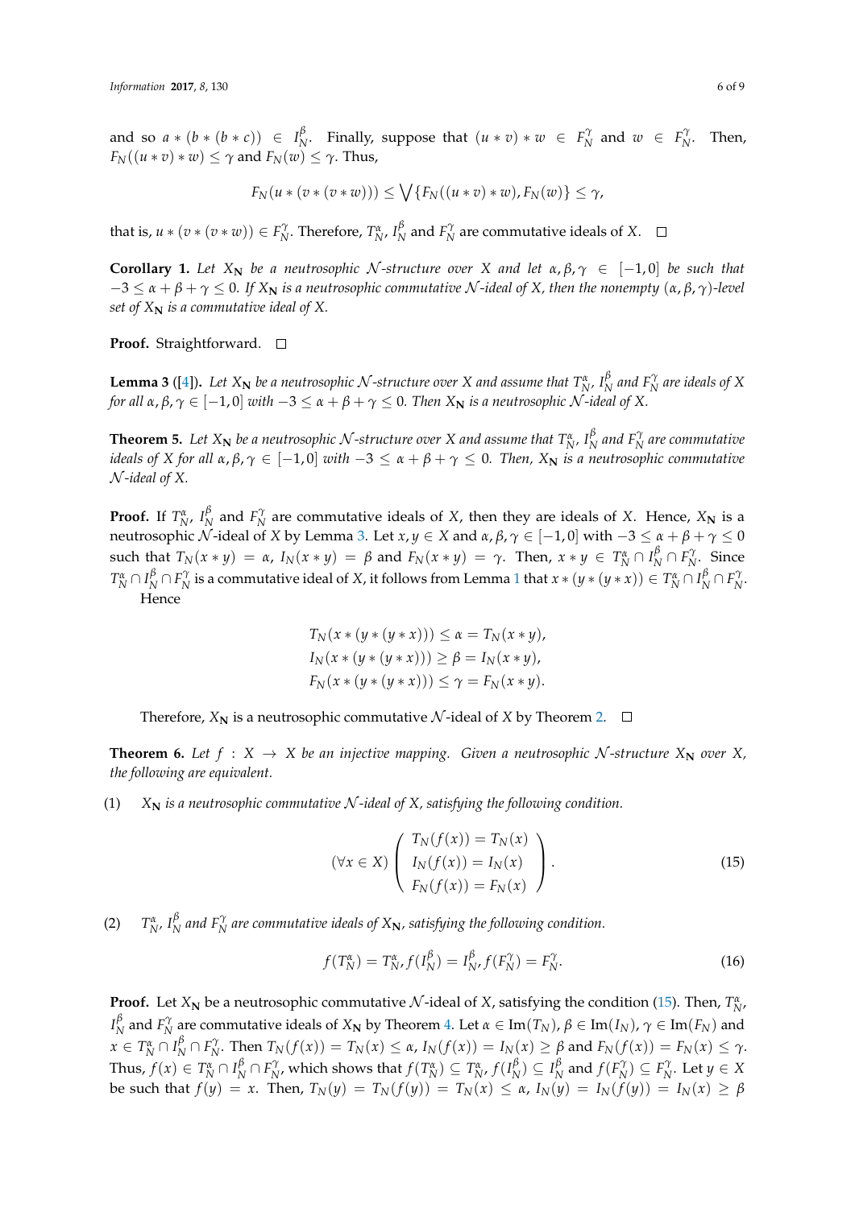and so $a * (b * (b * c)) \in I_N^\beta$. Finally, suppose that $(u * v) * w \in F_N^\gamma$ and $w \in F_N^\gamma$. Then, $F_N((u * v) * w) \le \gamma$ and $F_N(w) \le \gamma$. Thus,

$$F_N(u * (v * (v * w))) \le \bigvee \{F_N((u * v) * w), F_N(w)\} \le \gamma,$$

that is, $u * (v * (v * w)) \in F_N^\gamma$. Therefore, $T_N^\alpha$, $I_N^\beta$ and $F_N^\gamma$ are commutative ideals of $X$. □

**Corollary 1.** *Let $X_\mathbf{N}$ be a neutrosophic $\mathcal{N}$-structure over $X$ and let $\alpha, \beta, \gamma \in [-1, 0]$ be such that $-3 \le \alpha + \beta + \gamma \le 0$. If $X_\mathbf{N}$ is a neutrosophic commutative $\mathcal{N}$-ideal of $X$, then the nonempty $(\alpha, \beta, \gamma)$-level set of $X_\mathbf{N}$ is a commutative ideal of $X$.*

**Proof.** Straightforward. □

**Lemma 3** ([4]). *Let $X_\mathbf{N}$ be a neutrosophic $\mathcal{N}$-structure over $X$ and assume that $T_N^\alpha$, $I_N^\beta$ and $F_N^\gamma$ are ideals of $X$ for all $\alpha, \beta, \gamma \in [-1, 0]$ with $-3 \le \alpha + \beta + \gamma \le 0$. Then $X_\mathbf{N}$ is a neutrosophic $\mathcal{N}$-ideal of $X$.*

**Theorem 5.** *Let $X_\mathbf{N}$ be a neutrosophic $\mathcal{N}$-structure over $X$ and assume that $T_N^\alpha$, $I_N^\beta$ and $F_N^\gamma$ are commutative ideals of $X$ for all $\alpha, \beta, \gamma \in [-1, 0]$ with $-3 \le \alpha + \beta + \gamma \le 0$. Then, $X_\mathbf{N}$ is a neutrosophic commutative $\mathcal{N}$-ideal of $X$.*

**Proof.** If $T_N^\alpha$, $I_N^\beta$ and $F_N^\gamma$ are commutative ideals of $X$, then they are ideals of $X$. Hence, $X_\mathbf{N}$ is a neutrosophic $\mathcal{N}$-ideal of $X$ by Lemma 3. Let $x, y \in X$ and $\alpha, \beta, \gamma \in [-1, 0]$ with $-3 \le \alpha + \beta + \gamma \le 0$ such that $T_N(x * y) = \alpha$, $I_N(x * y) = \beta$ and $F_N(x * y) = \gamma$. Then, $x * y \in T_N^\alpha \cap I_N^\beta \cap F_N^\gamma$. Since $T_N^\alpha \cap I_N^\beta \cap F_N^\gamma$ is a commutative ideal of $X$, it follows from Lemma 1 that $x * (y * (y * x)) \in T_N^\alpha \cap I_N^\beta \cap F_N^\gamma$. Hence

$$\begin{aligned}
T_N(x * (y * (y * x))) &\le \alpha = T_N(x * y), \\
I_N(x * (y * (y * x))) &\ge \beta = I_N(x * y), \\
F_N(x * (y * (y * x))) &\le \gamma = F_N(x * y).
\end{aligned}$$

Therefore, $X_\mathbf{N}$ is a neutrosophic commutative $\mathcal{N}$-ideal of $X$ by Theorem 2. □

**Theorem 6.** *Let $f : X \to X$ be an injective mapping. Given a neutrosophic $\mathcal{N}$-structure $X_\mathbf{N}$ over $X$, the following are equivalent.*

(1) *$X_\mathbf{N}$ is a neutrosophic commutative $\mathcal{N}$-ideal of $X$, satisfying the following condition.*

$$(\forall x \in X) \left( \begin{array}{c} T_N(f(x)) = T_N(x) \\ I_N(f(x)) = I_N(x) \\ F_N(f(x)) = F_N(x) \end{array} \right). \tag{15}$$

(2) *$T_N^\alpha$, $I_N^\beta$ and $F_N^\gamma$ are commutative ideals of $X_\mathbf{N}$, satisfying the following condition.*

$$f(T_N^\alpha) = T_N^\alpha, f(I_N^\beta) = I_N^\beta, f(F_N^\gamma) = F_N^\gamma. \tag{16}$$

**Proof.** Let $X_\mathbf{N}$ be a neutrosophic commutative $\mathcal{N}$-ideal of $X$, satisfying the condition (15). Then, $T_N^\alpha$, $I_N^\beta$ and $F_N^\gamma$ are commutative ideals of $X_\mathbf{N}$ by Theorem 4. Let $\alpha \in \mathrm{Im}(T_N)$, $\beta \in \mathrm{Im}(I_N)$, $\gamma \in \mathrm{Im}(F_N)$ and $x \in T_N^\alpha \cap I_N^\beta \cap F_N^\gamma$. Then $T_N(f(x)) = T_N(x) \le \alpha$, $I_N(f(x)) = I_N(x) \ge \beta$ and $F_N(f(x)) = F_N(x) \le \gamma$. Thus, $f(x) \in T_N^\alpha \cap I_N^\beta \cap F_N^\gamma$, which shows that $f(T_N^\alpha) \subseteq T_N^\alpha$, $f(I_N^\beta) \subseteq I_N^\beta$ and $f(F_N^\gamma) \subseteq F_N^\gamma$. Let $y \in X$ be such that $f(y) = x$. Then, $T_N(y) = T_N(f(y)) = T_N(x) \le \alpha$, $I_N(y) = I_N(f(y)) = I_N(x) \ge \beta$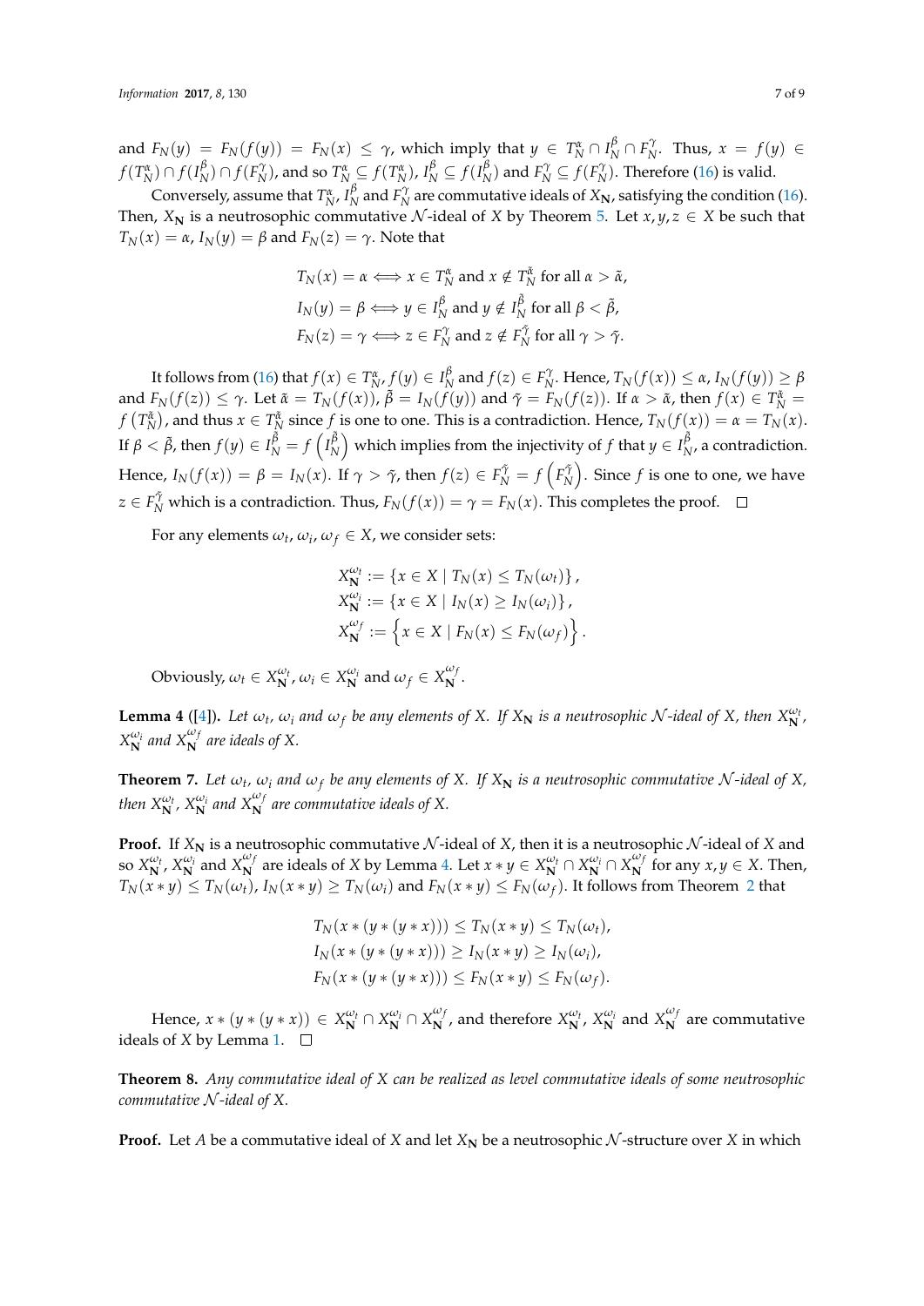and $F_N(y) = F_N(f(y)) = F_N(x) \leq \gamma$, which imply that $y \in T_N^{\alpha} \cap I_N^{\beta} \cap F_N^{\gamma}$. Thus, $x = f(y) \in f(T_N^{\alpha}) \cap f(I_N^{\beta}) \cap f(F_N^{\gamma})$, and so $T_N^{\alpha} \subseteq f(T_N^{\alpha})$, $I_N^{\beta} \subseteq f(I_N^{\beta})$ and $F_N^{\gamma} \subseteq f(F_N^{\gamma})$. Therefore (16) is valid.

Conversely, assume that $T_N^{\alpha}$, $I_N^{\beta}$ and $F_N^{\gamma}$ are commutative ideals of $X_{\mathbf{N}}$, satisfying the condition (16). Then, $X_{\mathbf{N}}$ is a neutrosophic commutative $\mathcal{N}$-ideal of $X$ by Theorem 5. Let $x, y, z \in X$ be such that $T_N(x) = \alpha$, $I_N(y) = \beta$ and $F_N(z) = \gamma$. Note that

$$T_N(x) = \alpha \Longleftrightarrow x \in T_N^{\alpha} \text{ and } x \notin T_N^{\tilde{\alpha}} \text{ for all } \alpha > \tilde{\alpha},$$
$$I_N(y) = \beta \Longleftrightarrow y \in I_N^{\beta} \text{ and } y \notin I_N^{\tilde{\beta}} \text{ for all } \beta < \tilde{\beta},$$
$$F_N(z) = \gamma \Longleftrightarrow z \in F_N^{\gamma} \text{ and } z \notin F_N^{\tilde{\gamma}} \text{ for all } \gamma > \tilde{\gamma}.$$

It follows from (16) that $f(x) \in T_N^{\alpha}$, $f(y) \in I_N^{\beta}$ and $f(z) \in F_N^{\gamma}$. Hence, $T_N(f(x)) \leq \alpha$, $I_N(f(y)) \geq \beta$ and $F_N(f(z)) \leq \gamma$. Let $\tilde{\alpha} = T_N(f(x))$, $\tilde{\beta} = I_N(f(y))$ and $\tilde{\gamma} = F_N(f(z))$. If $\alpha > \tilde{\alpha}$, then $f(x) \in T_N^{\tilde{\alpha}} = f\left(T_N^{\tilde{\alpha}}\right)$, and thus $x \in T_N^{\tilde{\alpha}}$ since $f$ is one to one. This is a contradiction. Hence, $T_N(f(x)) = \alpha = T_N(x)$. If $\beta < \tilde{\beta}$, then $f(y) \in I_N^{\tilde{\beta}} = f\left(I_N^{\tilde{\beta}}\right)$ which implies from the injectivity of $f$ that $y \in I_N^{\tilde{\beta}}$, a contradiction. Hence, $I_N(f(x)) = \beta = I_N(x)$. If $\gamma > \tilde{\gamma}$, then $f(z) \in F_N^{\tilde{\gamma}} = f\left(F_N^{\tilde{\gamma}}\right)$. Since $f$ is one to one, we have $z \in F_N^{\tilde{\gamma}}$ which is a contradiction. Thus, $F_N(f(x)) = \gamma = F_N(x)$. This completes the proof. □

For any elements $\omega_t, \omega_i, \omega_f \in X$, we consider sets:

$$X_{\mathbf{N}}^{\omega_t} := \{x \in X \mid T_N(x) \leq T_N(\omega_t)\},$$
$$X_{\mathbf{N}}^{\omega_i} := \{x \in X \mid I_N(x) \geq I_N(\omega_i)\},$$
$$X_{\mathbf{N}}^{\omega_f} := \left\{x \in X \mid F_N(x) \leq F_N(\omega_f)\right\}.$$

Obviously, $\omega_t \in X_{\mathbf{N}}^{\omega_t}$, $\omega_i \in X_{\mathbf{N}}^{\omega_i}$ and $\omega_f \in X_{\mathbf{N}}^{\omega_f}$.

**Lemma 4** ([4]). *Let $\omega_t$, $\omega_i$ and $\omega_f$ be any elements of $X$. If $X_{\mathbf{N}}$ is a neutrosophic $\mathcal{N}$-ideal of $X$, then $X_{\mathbf{N}}^{\omega_t}$, $X_{\mathbf{N}}^{\omega_i}$ and $X_{\mathbf{N}}^{\omega_f}$ are ideals of $X$.*

**Theorem 7.** *Let $\omega_t$, $\omega_i$ and $\omega_f$ be any elements of $X$. If $X_{\mathbf{N}}$ is a neutrosophic commutative $\mathcal{N}$-ideal of $X$, then $X_{\mathbf{N}}^{\omega_t}$, $X_{\mathbf{N}}^{\omega_i}$ and $X_{\mathbf{N}}^{\omega_f}$ are commutative ideals of $X$.*

**Proof.** If $X_{\mathbf{N}}$ is a neutrosophic commutative $\mathcal{N}$-ideal of $X$, then it is a neutrosophic $\mathcal{N}$-ideal of $X$ and so $X_{\mathbf{N}}^{\omega_t}$, $X_{\mathbf{N}}^{\omega_i}$ and $X_{\mathbf{N}}^{\omega_f}$ are ideals of $X$ by Lemma 4. Let $x * y \in X_{\mathbf{N}}^{\omega_t} \cap X_{\mathbf{N}}^{\omega_i} \cap X_{\mathbf{N}}^{\omega_f}$ for any $x, y \in X$. Then, $T_N(x * y) \leq T_N(\omega_t)$, $I_N(x * y) \geq T_N(\omega_i)$ and $F_N(x * y) \leq F_N(\omega_f)$. It follows from Theorem 2 that

$$T_N(x * (y * (y * x))) \leq T_N(x * y) \leq T_N(\omega_t),$$
$$I_N(x * (y * (y * x))) \geq I_N(x * y) \geq I_N(\omega_i),$$
$$F_N(x * (y * (y * x))) \leq F_N(x * y) \leq F_N(\omega_f).$$

Hence, $x * (y * (y * x)) \in X_{\mathbf{N}}^{\omega_t} \cap X_{\mathbf{N}}^{\omega_i} \cap X_{\mathbf{N}}^{\omega_f}$, and therefore $X_{\mathbf{N}}^{\omega_t}$, $X_{\mathbf{N}}^{\omega_i}$ and $X_{\mathbf{N}}^{\omega_f}$ are commutative ideals of $X$ by Lemma 1. □

**Theorem 8.** *Any commutative ideal of $X$ can be realized as level commutative ideals of some neutrosophic commutative $\mathcal{N}$-ideal of $X$.*

**Proof.** Let $A$ be a commutative ideal of $X$ and let $X_{\mathbf{N}}$ be a neutrosophic $\mathcal{N}$-structure over $X$ in which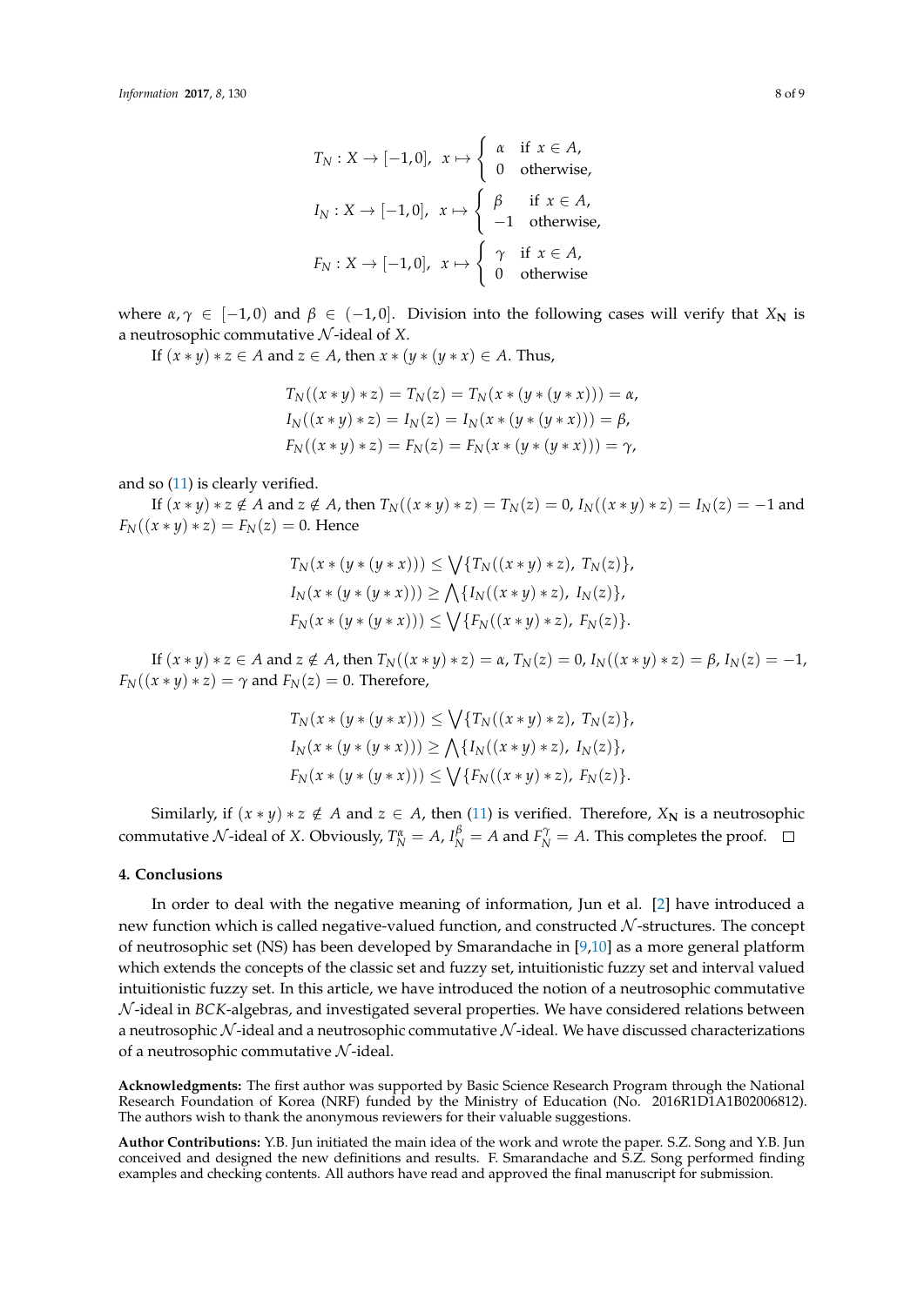$$T_N : X \to [-1, 0], \ \ x \mapsto \begin{cases} \alpha & \text{if } x \in A, \\ 0 & \text{otherwise,} \end{cases}$$

$$I_N : X \to [-1, 0], \ \ x \mapsto \begin{cases} \beta & \text{if } x \in A, \\ -1 & \text{otherwise,} \end{cases}$$

$$F_N : X \to [-1, 0], \ \ x \mapsto \begin{cases} \gamma & \text{if } x \in A, \\ 0 & \text{otherwise} \end{cases}$$

where $\alpha, \gamma \in [-1, 0)$ and $\beta \in (-1, 0]$. Division into the following cases will verify that $X_{\mathbf{N}}$ is a neutrosophic commutative $\mathcal{N}$-ideal of $X$.

If $(x * y) * z \in A$ and $z \in A$, then $x * (y * (y * x) \in A$. Thus,

$$T_N((x * y) * z) = T_N(z) = T_N(x * (y * (y * x))) = \alpha,$$
$$I_N((x * y) * z) = I_N(z) = I_N(x * (y * (y * x))) = \beta,$$
$$F_N((x * y) * z) = F_N(z) = F_N(x * (y * (y * x))) = \gamma,$$

and so (11) is clearly verified.

If $(x * y) * z \notin A$ and $z \notin A$, then $T_N((x * y) * z) = T_N(z) = 0$, $I_N((x * y) * z) = I_N(z) = -1$ and $F_N((x * y) * z) = F_N(z) = 0$. Hence

$$T_N(x * (y * (y * x))) \leq \bigvee \{T_N((x * y) * z), \ T_N(z)\},$$
$$I_N(x * (y * (y * x))) \geq \bigwedge \{I_N((x * y) * z), \ I_N(z)\},$$
$$F_N(x * (y * (y * x))) \leq \bigvee \{F_N((x * y) * z), \ F_N(z)\}.$$

If $(x * y) * z \in A$ and $z \notin A$, then $T_N((x * y) * z) = \alpha$, $T_N(z) = 0$, $I_N((x * y) * z) = \beta$, $I_N(z) = -1$, $F_N((x * y) * z) = \gamma$ and $F_N(z) = 0$. Therefore,

$$T_N(x * (y * (y * x))) \leq \bigvee \{T_N((x * y) * z), \ T_N(z)\},$$
$$I_N(x * (y * (y * x))) \geq \bigwedge \{I_N((x * y) * z), \ I_N(z)\},$$
$$F_N(x * (y * (y * x))) \leq \bigvee \{F_N((x * y) * z), \ F_N(z)\}.$$

Similarly, if $(x * y) * z \notin A$ and $z \in A$, then (11) is verified. Therefore, $X_{\mathbf{N}}$ is a neutrosophic commutative $\mathcal{N}$-ideal of $X$. Obviously, $T_N^{\alpha} = A$, $I_N^{\beta} = A$ and $F_N^{\gamma} = A$. This completes the proof. □

## 4. Conclusions

In order to deal with the negative meaning of information, Jun et al. [2] have introduced a new function which is called negative-valued function, and constructed $\mathcal{N}$-structures. The concept of neutrosophic set (NS) has been developed by Smarandache in [9,10] as a more general platform which extends the concepts of the classic set and fuzzy set, intuitionistic fuzzy set and interval valued intuitionistic fuzzy set. In this article, we have introduced the notion of a neutrosophic commutative $\mathcal{N}$-ideal in *BCK*-algebras, and investigated several properties. We have considered relations between a neutrosophic $\mathcal{N}$-ideal and a neutrosophic commutative $\mathcal{N}$-ideal. We have discussed characterizations of a neutrosophic commutative $\mathcal{N}$-ideal.

**Acknowledgments:** The first author was supported by Basic Science Research Program through the National Research Foundation of Korea (NRF) funded by the Ministry of Education (No. 2016R1D1A1B02006812). The authors wish to thank the anonymous reviewers for their valuable suggestions.

**Author Contributions:** Y.B. Jun initiated the main idea of the work and wrote the paper. S.Z. Song and Y.B. Jun conceived and designed the new definitions and results. F. Smarandache and S.Z. Song performed finding examples and checking contents. All authors have read and approved the final manuscript for submission.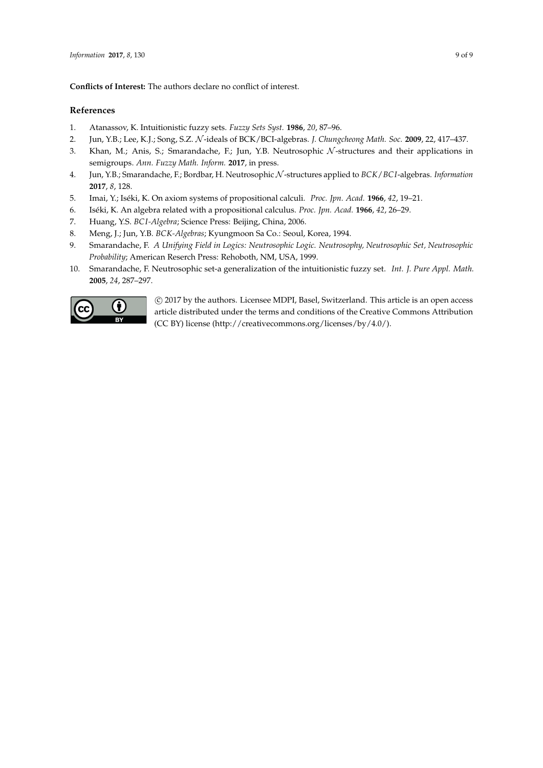**Conflicts of Interest:** The authors declare no conflict of interest.

## References

1. Atanassov, K. Intuitionistic fuzzy sets. *Fuzzy Sets Syst.* **1986**, *20*, 87–96.
2. Jun, Y.B.; Lee, K.J.; Song, S.Z. $\mathcal{N}$-ideals of BCK/BCI-algebras. *J. Chungcheong Math. Soc.* **2009**, 22, 417–437.
3. Khan, M.; Anis, S.; Smarandache, F.; Jun, Y.B. Neutrosophic $\mathcal{N}$-structures and their applications in semigroups. *Ann. Fuzzy Math. Inform.* **2017**, in press.
4. Jun, Y.B.; Smarandache, F.; Bordbar, H. Neutrosophic $\mathcal{N}$-structures applied to *BCK*/*BCI*-algebras. *Information* **2017**, *8*, 128.
5. Imai, Y.; Iséki, K. On axiom systems of propositional calculi. *Proc. Jpn. Acad.* **1966**, *42*, 19–21.
6. Iséki, K. An algebra related with a propositional calculus. *Proc. Jpn. Acad.* **1966**, *42*, 26–29.
7. Huang, Y.S. *BCI-Algebra*; Science Press: Beijing, China, 2006.
8. Meng, J.; Jun, Y.B. *BCK-Algebras*; Kyungmoon Sa Co.: Seoul, Korea, 1994.
9. Smarandache, F. *A Unifying Field in Logics: Neutrosophic Logic. Neutrosophy, Neutrosophic Set, Neutrosophic Probability*; American Reserch Press: Rehoboth, NM, USA, 1999.
10. Smarandache, F. Neutrosophic set-a generalization of the intuitionistic fuzzy set. *Int. J. Pure Appl. Math.* **2005**, *24*, 287–297.

© 2017 by the authors. Licensee MDPI, Basel, Switzerland. This article is an open access article distributed under the terms and conditions of the Creative Commons Attribution (CC BY) license (http://creativecommons.org/licenses/by/4.0/).